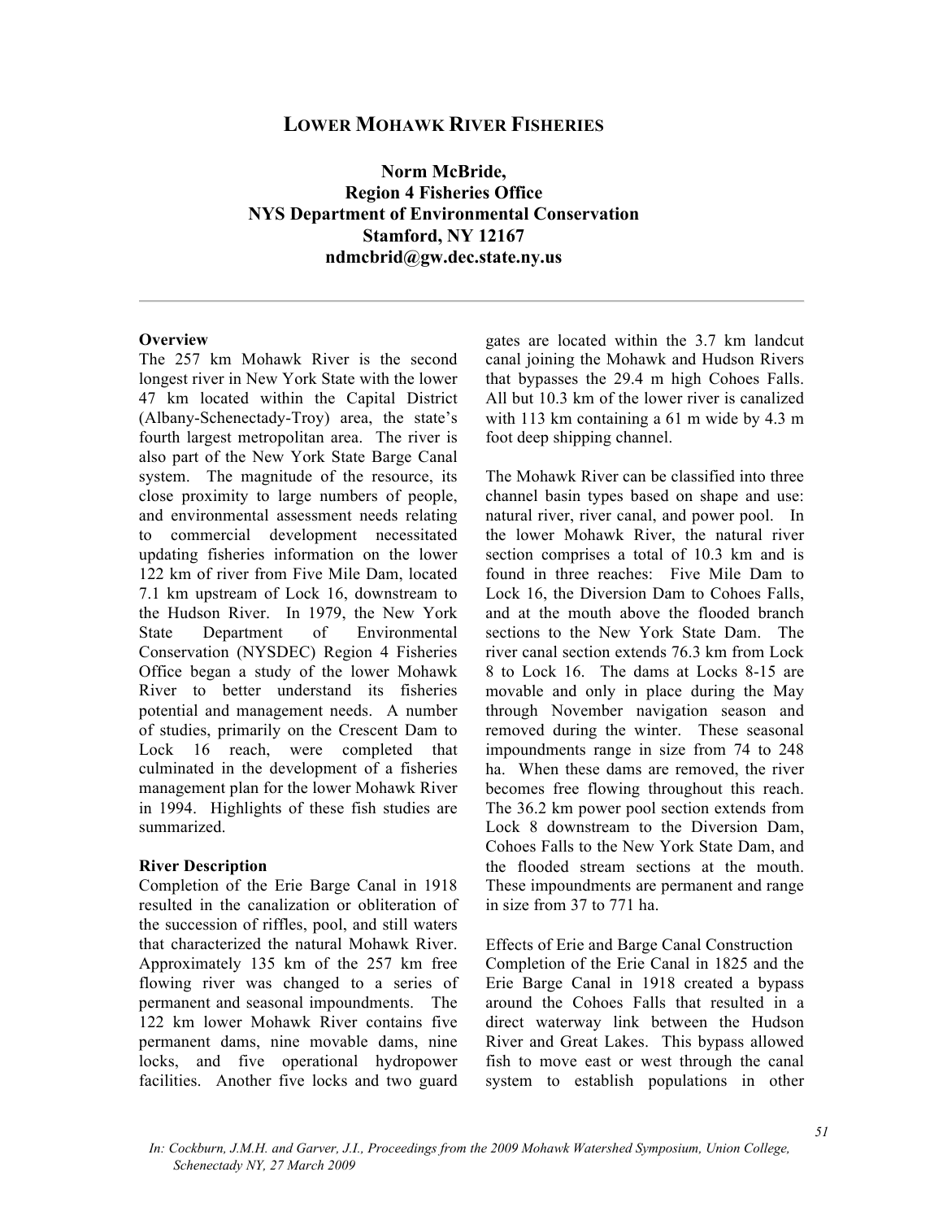# Lower Mohawk River Fisheries

**Norm McBride,**
**Region 4 Fisheries Office**
**NYS Department of Environmental Conservation**
**Stamford, NY 12167**
**ndmcbrid@gw.dec.state.ny.us**

---

**Overview**

The 257 km Mohawk River is the second longest river in New York State with the lower 47 km located within the Capital District (Albany-Schenectady-Troy) area, the state's fourth largest metropolitan area. The river is also part of the New York State Barge Canal system. The magnitude of the resource, its close proximity to large numbers of people, and environmental assessment needs relating to commercial development necessitated updating fisheries information on the lower 122 km of river from Five Mile Dam, located 7.1 km upstream of Lock 16, downstream to the Hudson River. In 1979, the New York State Department of Environmental Conservation (NYSDEC) Region 4 Fisheries Office began a study of the lower Mohawk River to better understand its fisheries potential and management needs. A number of studies, primarily on the Crescent Dam to Lock 16 reach, were completed that culminated in the development of a fisheries management plan for the lower Mohawk River in 1994. Highlights of these fish studies are summarized.

**River Description**

Completion of the Erie Barge Canal in 1918 resulted in the canalization or obliteration of the succession of riffles, pool, and still waters that characterized the natural Mohawk River. Approximately 135 km of the 257 km free flowing river was changed to a series of permanent and seasonal impoundments. The 122 km lower Mohawk River contains five permanent dams, nine movable dams, nine locks, and five operational hydropower facilities. Another five locks and two guard gates are located within the 3.7 km landcut canal joining the Mohawk and Hudson Rivers that bypasses the 29.4 m high Cohoes Falls. All but 10.3 km of the lower river is canalized with 113 km containing a 61 m wide by 4.3 m foot deep shipping channel.

The Mohawk River can be classified into three channel basin types based on shape and use: natural river, river canal, and power pool. In the lower Mohawk River, the natural river section comprises a total of 10.3 km and is found in three reaches: Five Mile Dam to Lock 16, the Diversion Dam to Cohoes Falls, and at the mouth above the flooded branch sections to the New York State Dam. The river canal section extends 76.3 km from Lock 8 to Lock 16. The dams at Locks 8-15 are movable and only in place during the May through November navigation season and removed during the winter. These seasonal impoundments range in size from 74 to 248 ha. When these dams are removed, the river becomes free flowing throughout this reach. The 36.2 km power pool section extends from Lock 8 downstream to the Diversion Dam, Cohoes Falls to the New York State Dam, and the flooded stream sections at the mouth. These impoundments are permanent and range in size from 37 to 771 ha.

Effects of Erie and Barge Canal Construction

Completion of the Erie Canal in 1825 and the Erie Barge Canal in 1918 created a bypass around the Cohoes Falls that resulted in a direct waterway link between the Hudson River and Great Lakes. This bypass allowed fish to move east or west through the canal system to establish populations in other

*In: Cockburn, J.M.H. and Garver, J.I., Proceedings from the 2009 Mohawk Watershed Symposium, Union College, Schenectady NY, 27 March 2009*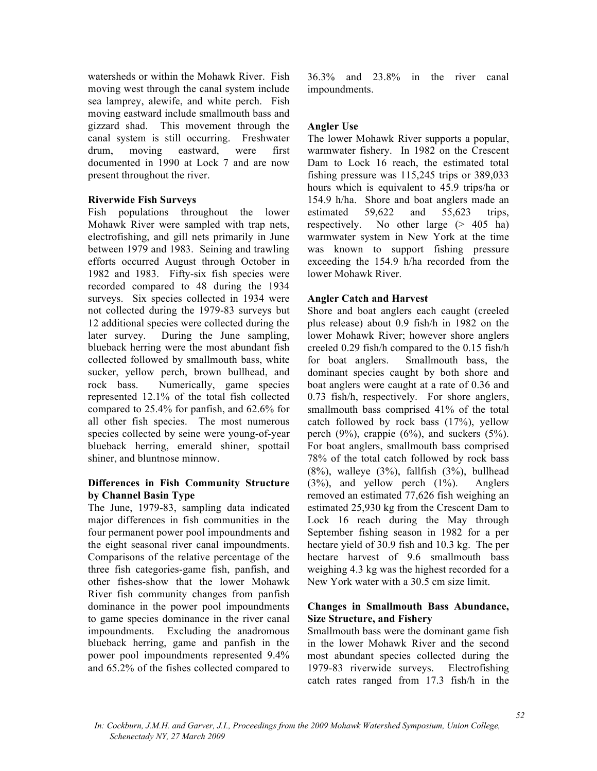watersheds or within the Mohawk River. Fish moving west through the canal system include sea lamprey, alewife, and white perch. Fish moving eastward include smallmouth bass and gizzard shad. This movement through the canal system is still occurring. Freshwater drum, moving eastward, were first documented in 1990 at Lock 7 and are now present throughout the river.

**Riverwide Fish Surveys**

Fish populations throughout the lower Mohawk River were sampled with trap nets, electrofishing, and gill nets primarily in June between 1979 and 1983. Seining and trawling efforts occurred August through October in 1982 and 1983. Fifty-six fish species were recorded compared to 48 during the 1934 surveys. Six species collected in 1934 were not collected during the 1979-83 surveys but 12 additional species were collected during the later survey. During the June sampling, blueback herring were the most abundant fish collected followed by smallmouth bass, white sucker, yellow perch, brown bullhead, and rock bass. Numerically, game species represented 12.1% of the total fish collected compared to 25.4% for panfish, and 62.6% for all other fish species. The most numerous species collected by seine were young-of-year blueback herring, emerald shiner, spottail shiner, and bluntnose minnow.

**Differences in Fish Community Structure by Channel Basin Type**

The June, 1979-83, sampling data indicated major differences in fish communities in the four permanent power pool impoundments and the eight seasonal river canal impoundments. Comparisons of the relative percentage of the three fish categories-game fish, panfish, and other fishes-show that the lower Mohawk River fish community changes from panfish dominance in the power pool impoundments to game species dominance in the river canal impoundments. Excluding the anadromous blueback herring, game and panfish in the power pool impoundments represented 9.4% and 65.2% of the fishes collected compared to 36.3% and 23.8% in the river canal impoundments.

**Angler Use**

The lower Mohawk River supports a popular, warmwater fishery. In 1982 on the Crescent Dam to Lock 16 reach, the estimated total fishing pressure was 115,245 trips or 389,033 hours which is equivalent to 45.9 trips/ha or 154.9 h/ha. Shore and boat anglers made an estimated 59,622 and 55,623 trips, respectively. No other large (> 405 ha) warmwater system in New York at the time was known to support fishing pressure exceeding the 154.9 h/ha recorded from the lower Mohawk River.

**Angler Catch and Harvest**

Shore and boat anglers each caught (creeled plus release) about 0.9 fish/h in 1982 on the lower Mohawk River; however shore anglers creeled 0.29 fish/h compared to the 0.15 fish/h for boat anglers. Smallmouth bass, the dominant species caught by both shore and boat anglers were caught at a rate of 0.36 and 0.73 fish/h, respectively. For shore anglers, smallmouth bass comprised 41% of the total catch followed by rock bass (17%), yellow perch (9%), crappie (6%), and suckers (5%). For boat anglers, smallmouth bass comprised 78% of the total catch followed by rock bass (8%), walleye (3%), fallfish (3%), bullhead (3%), and yellow perch (1%). Anglers removed an estimated 77,626 fish weighing an estimated 25,930 kg from the Crescent Dam to Lock 16 reach during the May through September fishing season in 1982 for a per hectare yield of 30.9 fish and 10.3 kg. The per hectare harvest of 9.6 smallmouth bass weighing 4.3 kg was the highest recorded for a New York water with a 30.5 cm size limit.

**Changes in Smallmouth Bass Abundance, Size Structure, and Fishery**

Smallmouth bass were the dominant game fish in the lower Mohawk River and the second most abundant species collected during the 1979-83 riverwide surveys. Electrofishing catch rates ranged from 17.3 fish/h in the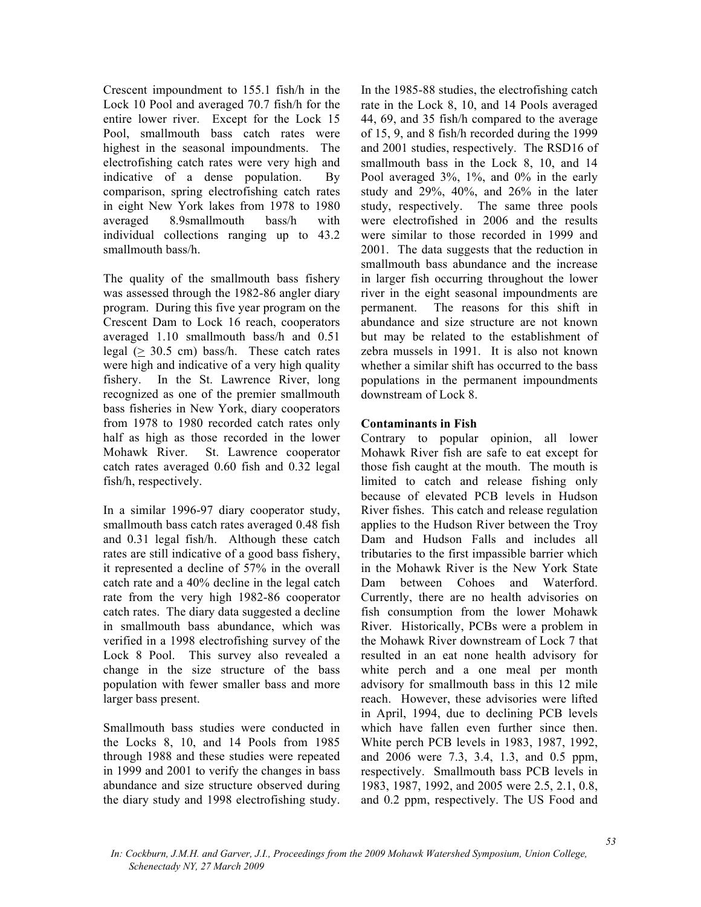Crescent impoundment to 155.1 fish/h in the Lock 10 Pool and averaged 70.7 fish/h for the entire lower river. Except for the Lock 15 Pool, smallmouth bass catch rates were highest in the seasonal impoundments. The electrofishing catch rates were very high and indicative of a dense population. By comparison, spring electrofishing catch rates in eight New York lakes from 1978 to 1980 averaged 8.9smallmouth bass/h with individual collections ranging up to 43.2 smallmouth bass/h.

The quality of the smallmouth bass fishery was assessed through the 1982-86 angler diary program. During this five year program on the Crescent Dam to Lock 16 reach, cooperators averaged 1.10 smallmouth bass/h and 0.51 legal ($\geq$ 30.5 cm) bass/h. These catch rates were high and indicative of a very high quality fishery. In the St. Lawrence River, long recognized as one of the premier smallmouth bass fisheries in New York, diary cooperators from 1978 to 1980 recorded catch rates only half as high as those recorded in the lower Mohawk River. St. Lawrence cooperator catch rates averaged 0.60 fish and 0.32 legal fish/h, respectively.

In a similar 1996-97 diary cooperator study, smallmouth bass catch rates averaged 0.48 fish and 0.31 legal fish/h. Although these catch rates are still indicative of a good bass fishery, it represented a decline of 57% in the overall catch rate and a 40% decline in the legal catch rate from the very high 1982-86 cooperator catch rates. The diary data suggested a decline in smallmouth bass abundance, which was verified in a 1998 electrofishing survey of the Lock 8 Pool. This survey also revealed a change in the size structure of the bass population with fewer smaller bass and more larger bass present.

Smallmouth bass studies were conducted in the Locks 8, 10, and 14 Pools from 1985 through 1988 and these studies were repeated in 1999 and 2001 to verify the changes in bass abundance and size structure observed during the diary study and 1998 electrofishing study. In the 1985-88 studies, the electrofishing catch rate in the Lock 8, 10, and 14 Pools averaged 44, 69, and 35 fish/h compared to the average of 15, 9, and 8 fish/h recorded during the 1999 and 2001 studies, respectively. The RSD16 of smallmouth bass in the Lock 8, 10, and 14 Pool averaged 3%, 1%, and 0% in the early study and 29%, 40%, and 26% in the later study, respectively. The same three pools were electrofished in 2006 and the results were similar to those recorded in 1999 and 2001. The data suggests that the reduction in smallmouth bass abundance and the increase in larger fish occurring throughout the lower river in the eight seasonal impoundments are permanent. The reasons for this shift in abundance and size structure are not known but may be related to the establishment of zebra mussels in 1991. It is also not known whether a similar shift has occurred to the bass populations in the permanent impoundments downstream of Lock 8.

**Contaminants in Fish**

Contrary to popular opinion, all lower Mohawk River fish are safe to eat except for those fish caught at the mouth. The mouth is limited to catch and release fishing only because of elevated PCB levels in Hudson River fishes. This catch and release regulation applies to the Hudson River between the Troy Dam and Hudson Falls and includes all tributaries to the first impassible barrier which in the Mohawk River is the New York State Dam between Cohoes and Waterford. Currently, there are no health advisories on fish consumption from the lower Mohawk River. Historically, PCBs were a problem in the Mohawk River downstream of Lock 7 that resulted in an eat none health advisory for white perch and a one meal per month advisory for smallmouth bass in this 12 mile reach. However, these advisories were lifted in April, 1994, due to declining PCB levels which have fallen even further since then. White perch PCB levels in 1983, 1987, 1992, and 2006 were 7.3, 3.4, 1.3, and 0.5 ppm, respectively. Smallmouth bass PCB levels in 1983, 1987, 1992, and 2005 were 2.5, 2.1, 0.8, and 0.2 ppm, respectively. The US Food and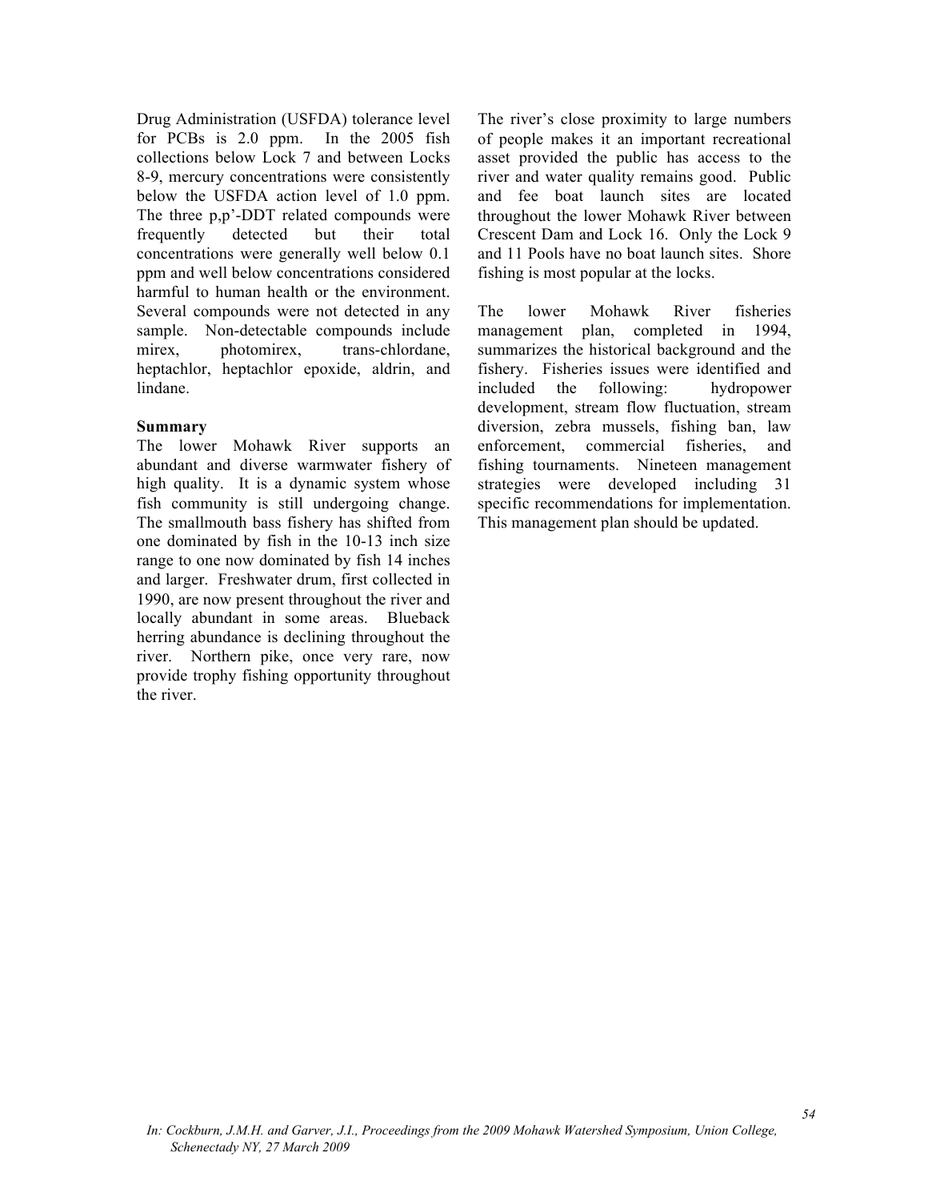Drug Administration (USFDA) tolerance level for PCBs is 2.0 ppm. In the 2005 fish collections below Lock 7 and between Locks 8-9, mercury concentrations were consistently below the USFDA action level of 1.0 ppm. The three p,p'-DDT related compounds were frequently detected but their total concentrations were generally well below 0.1 ppm and well below concentrations considered harmful to human health or the environment. Several compounds were not detected in any sample. Non-detectable compounds include mirex, photomirex, trans-chlordane, heptachlor, heptachlor epoxide, aldrin, and lindane.

**Summary**

The lower Mohawk River supports an abundant and diverse warmwater fishery of high quality. It is a dynamic system whose fish community is still undergoing change. The smallmouth bass fishery has shifted from one dominated by fish in the 10-13 inch size range to one now dominated by fish 14 inches and larger. Freshwater drum, first collected in 1990, are now present throughout the river and locally abundant in some areas. Blueback herring abundance is declining throughout the river. Northern pike, once very rare, now provide trophy fishing opportunity throughout the river.

The river's close proximity to large numbers of people makes it an important recreational asset provided the public has access to the river and water quality remains good. Public and fee boat launch sites are located throughout the lower Mohawk River between Crescent Dam and Lock 16. Only the Lock 9 and 11 Pools have no boat launch sites. Shore fishing is most popular at the locks.

The lower Mohawk River fisheries management plan, completed in 1994, summarizes the historical background and the fishery. Fisheries issues were identified and included the following: hydropower development, stream flow fluctuation, stream diversion, zebra mussels, fishing ban, law enforcement, commercial fisheries, and fishing tournaments. Nineteen management strategies were developed including 31 specific recommendations for implementation. This management plan should be updated.